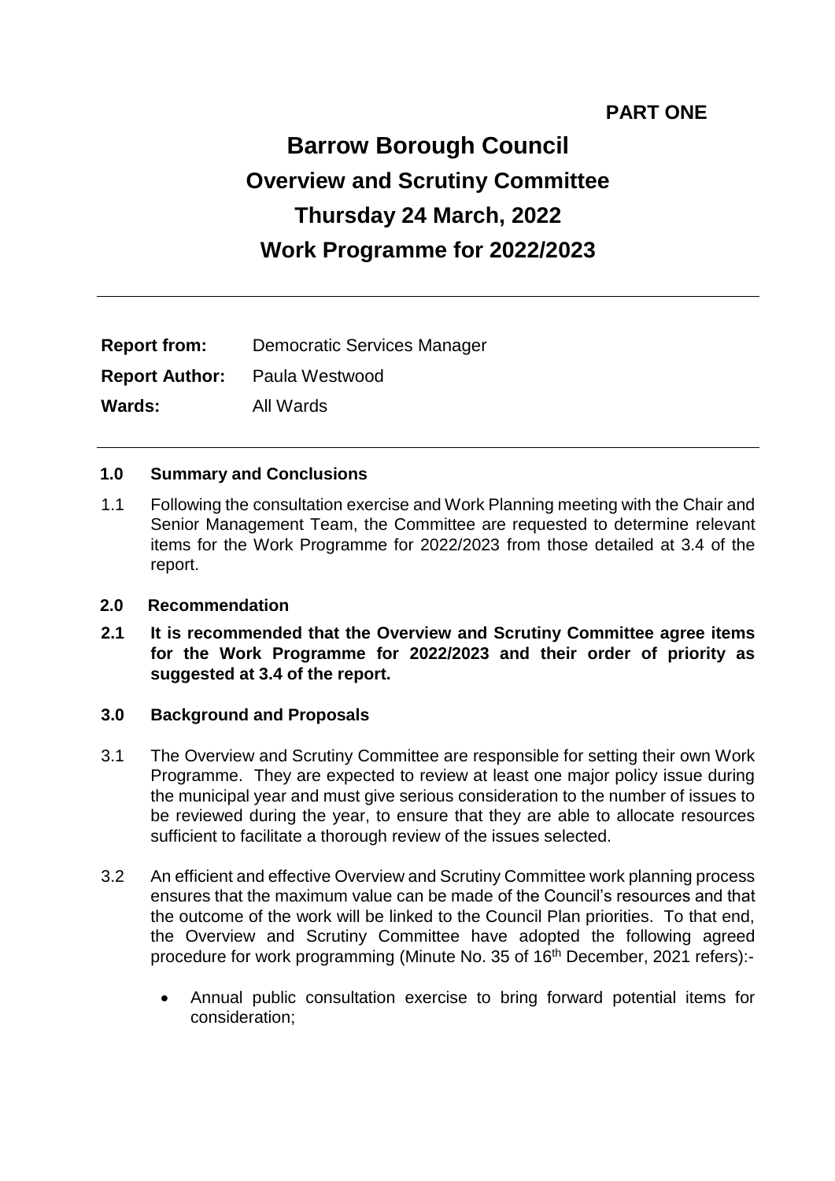**PART ONE**

# Barrow Borough Council
# Overview and Scrutiny Committee
# Thursday 24 March, 2022
# Work Programme for 2022/2023

---

**Report from:** Democratic Services Manager

**Report Author:** Paula Westwood

**Wards:** All Wards

---

## 1.0 Summary and Conclusions

1.1 Following the consultation exercise and Work Planning meeting with the Chair and Senior Management Team, the Committee are requested to determine relevant items for the Work Programme for 2022/2023 from those detailed at 3.4 of the report.

## 2.0 Recommendation

**2.1 It is recommended that the Overview and Scrutiny Committee agree items for the Work Programme for 2022/2023 and their order of priority as suggested at 3.4 of the report.**

## 3.0 Background and Proposals

3.1 The Overview and Scrutiny Committee are responsible for setting their own Work Programme. They are expected to review at least one major policy issue during the municipal year and must give serious consideration to the number of issues to be reviewed during the year, to ensure that they are able to allocate resources sufficient to facilitate a thorough review of the issues selected.

3.2 An efficient and effective Overview and Scrutiny Committee work planning process ensures that the maximum value can be made of the Council's resources and that the outcome of the work will be linked to the Council Plan priorities. To that end, the Overview and Scrutiny Committee have adopted the following agreed procedure for work programming (Minute No. 35 of 16th December, 2021 refers):-

- Annual public consultation exercise to bring forward potential items for consideration;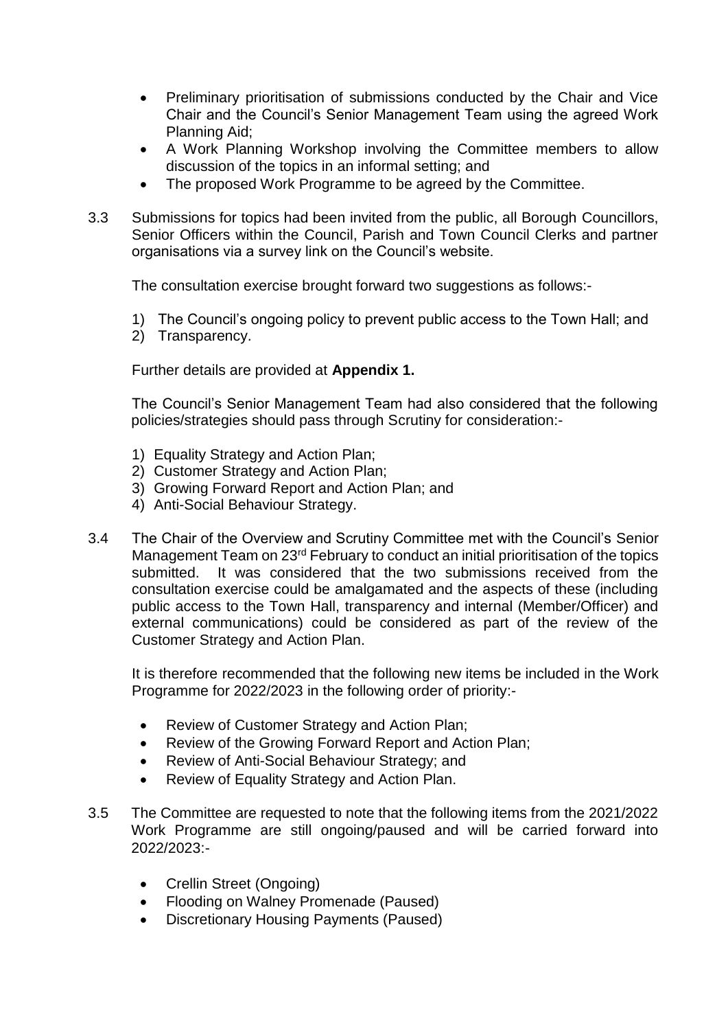- Preliminary prioritisation of submissions conducted by the Chair and Vice Chair and the Council's Senior Management Team using the agreed Work Planning Aid;
- A Work Planning Workshop involving the Committee members to allow discussion of the topics in an informal setting; and
- The proposed Work Programme to be agreed by the Committee.

3.3 Submissions for topics had been invited from the public, all Borough Councillors, Senior Officers within the Council, Parish and Town Council Clerks and partner organisations via a survey link on the Council's website.

The consultation exercise brought forward two suggestions as follows:-

1) The Council's ongoing policy to prevent public access to the Town Hall; and
2) Transparency.

Further details are provided at **Appendix 1.**

The Council's Senior Management Team had also considered that the following policies/strategies should pass through Scrutiny for consideration:-

1) Equality Strategy and Action Plan;
2) Customer Strategy and Action Plan;
3) Growing Forward Report and Action Plan; and
4) Anti-Social Behaviour Strategy.

3.4 The Chair of the Overview and Scrutiny Committee met with the Council's Senior Management Team on 23rd February to conduct an initial prioritisation of the topics submitted. It was considered that the two submissions received from the consultation exercise could be amalgamated and the aspects of these (including public access to the Town Hall, transparency and internal (Member/Officer) and external communications) could be considered as part of the review of the Customer Strategy and Action Plan.

It is therefore recommended that the following new items be included in the Work Programme for 2022/2023 in the following order of priority:-

- Review of Customer Strategy and Action Plan;
- Review of the Growing Forward Report and Action Plan;
- Review of Anti-Social Behaviour Strategy; and
- Review of Equality Strategy and Action Plan.

3.5 The Committee are requested to note that the following items from the 2021/2022 Work Programme are still ongoing/paused and will be carried forward into 2022/2023:-

- Crellin Street (Ongoing)
- Flooding on Walney Promenade (Paused)
- Discretionary Housing Payments (Paused)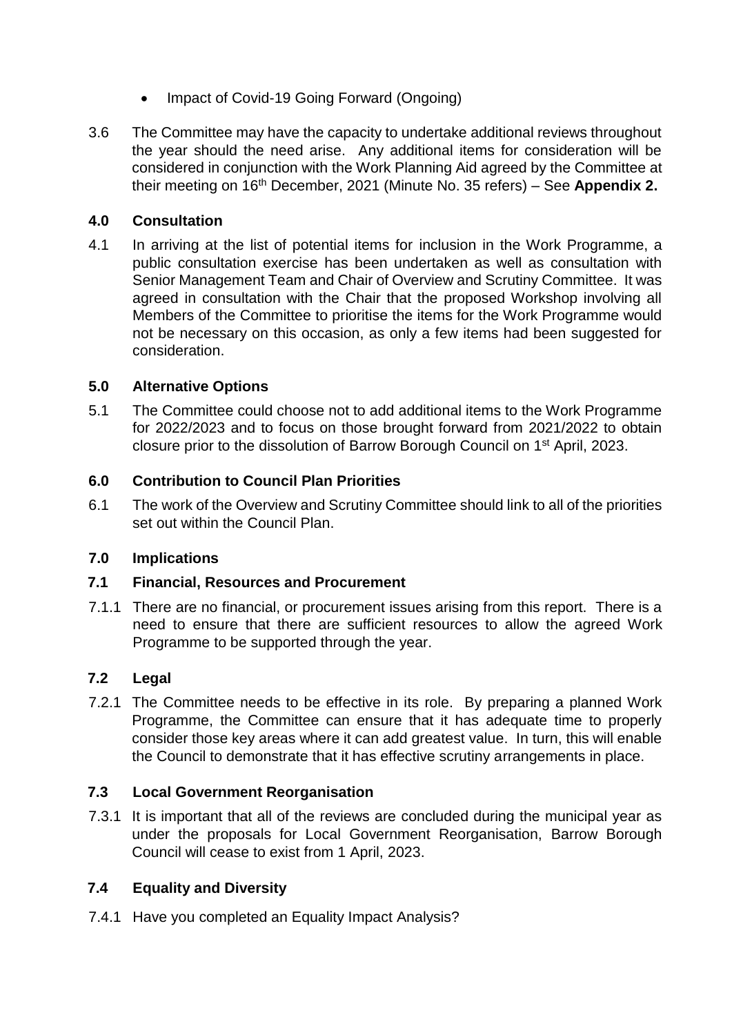- Impact of Covid-19 Going Forward (Ongoing)

3.6 The Committee may have the capacity to undertake additional reviews throughout the year should the need arise. Any additional items for consideration will be considered in conjunction with the Work Planning Aid agreed by the Committee at their meeting on 16th December, 2021 (Minute No. 35 refers) – See **Appendix 2.**

## 4.0 Consultation

4.1 In arriving at the list of potential items for inclusion in the Work Programme, a public consultation exercise has been undertaken as well as consultation with Senior Management Team and Chair of Overview and Scrutiny Committee. It was agreed in consultation with the Chair that the proposed Workshop involving all Members of the Committee to prioritise the items for the Work Programme would not be necessary on this occasion, as only a few items had been suggested for consideration.

## 5.0 Alternative Options

5.1 The Committee could choose not to add additional items to the Work Programme for 2022/2023 and to focus on those brought forward from 2021/2022 to obtain closure prior to the dissolution of Barrow Borough Council on 1st April, 2023.

## 6.0 Contribution to Council Plan Priorities

6.1 The work of the Overview and Scrutiny Committee should link to all of the priorities set out within the Council Plan.

## 7.0 Implications

### 7.1 Financial, Resources and Procurement

7.1.1 There are no financial, or procurement issues arising from this report. There is a need to ensure that there are sufficient resources to allow the agreed Work Programme to be supported through the year.

### 7.2 Legal

7.2.1 The Committee needs to be effective in its role. By preparing a planned Work Programme, the Committee can ensure that it has adequate time to properly consider those key areas where it can add greatest value. In turn, this will enable the Council to demonstrate that it has effective scrutiny arrangements in place.

### 7.3 Local Government Reorganisation

7.3.1 It is important that all of the reviews are concluded during the municipal year as under the proposals for Local Government Reorganisation, Barrow Borough Council will cease to exist from 1 April, 2023.

### 7.4 Equality and Diversity

7.4.1 Have you completed an Equality Impact Analysis?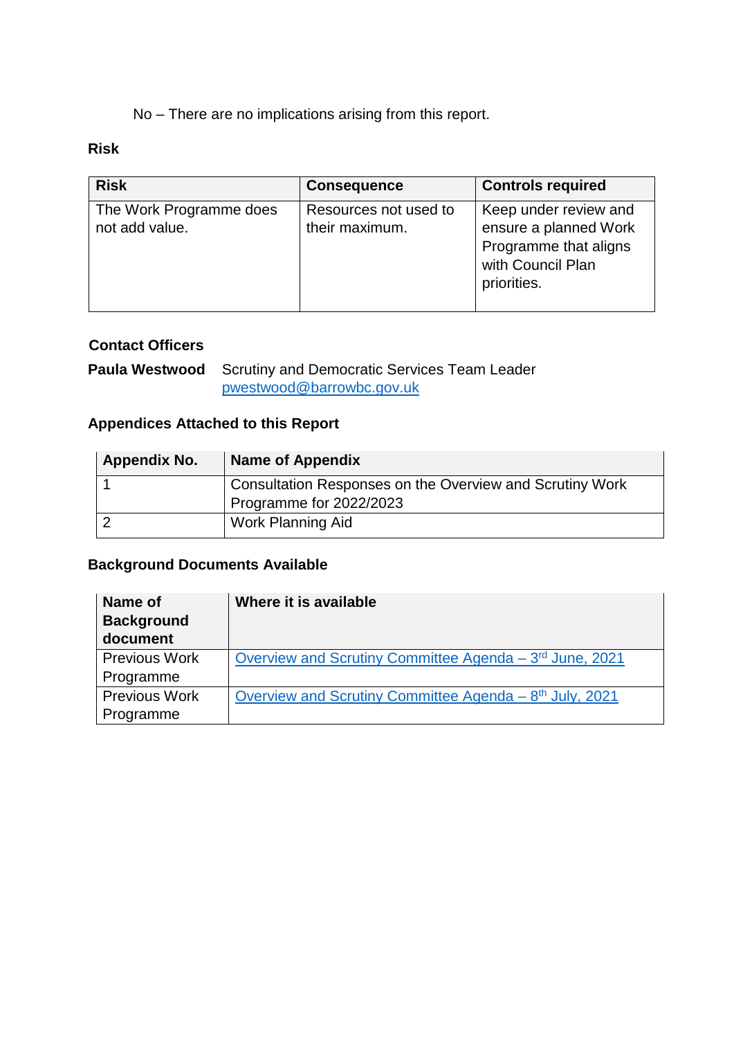No – There are no implications arising from this report.

**Risk**

| Risk | Consequence | Controls required |
|---|---|---|
| The Work Programme does not add value. | Resources not used to their maximum. | Keep under review and ensure a planned Work Programme that aligns with Council Plan priorities. |

**Contact Officers**

**Paula Westwood** Scrutiny and Democratic Services Team Leader
pwestwood@barrowbc.gov.uk

**Appendices Attached to this Report**

| Appendix No. | Name of Appendix |
|---|---|
| 1 | Consultation Responses on the Overview and Scrutiny Work Programme for 2022/2023 |
| 2 | Work Planning Aid |

**Background Documents Available**

| Name of Background document | Where it is available |
|---|---|
| Previous Work Programme | Overview and Scrutiny Committee Agenda – 3rd June, 2021 |
| Previous Work Programme | Overview and Scrutiny Committee Agenda – 8th July, 2021 |